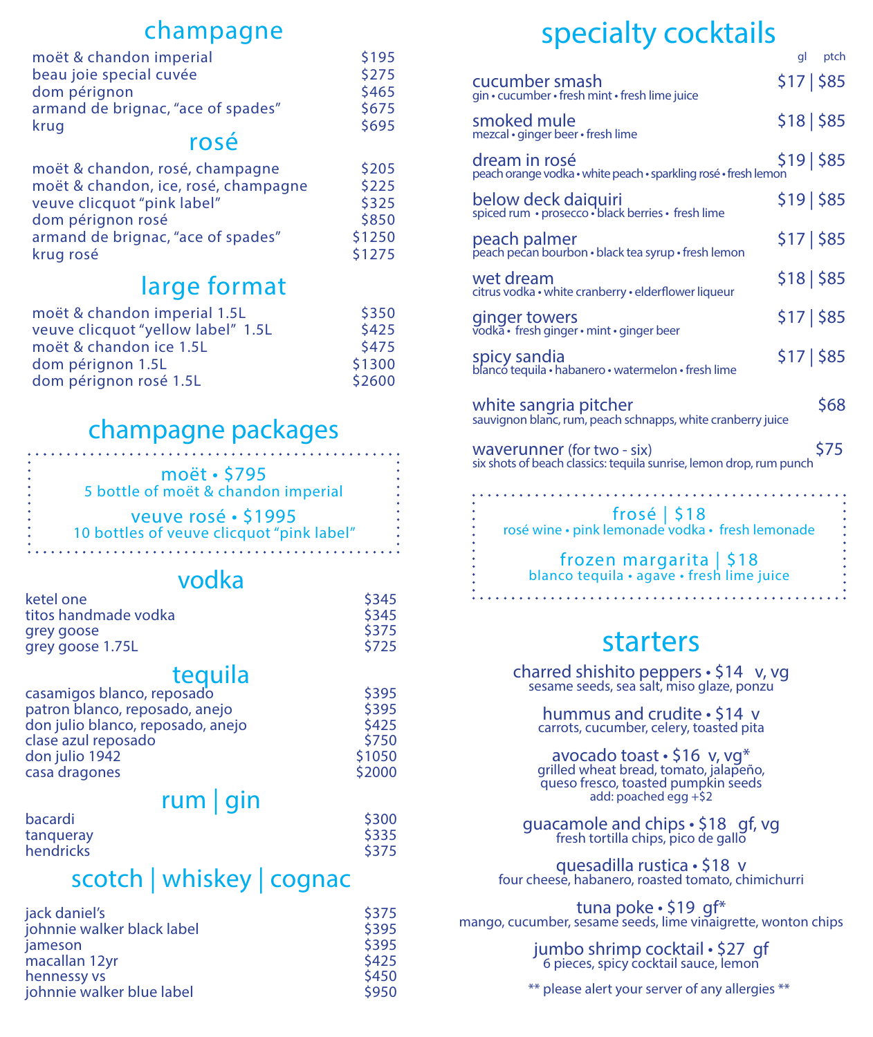## champagne

| | |
|---|---|
| moët & chandon imperial | $195 |
| beau joie special cuvée | $275 |
| dom pérignon | $465 |
| armand de brignac, "ace of spades" | $675 |
| krug | $695 |

## rosé

| | |
|---|---|
| moët & chandon, rosé, champagne | $205 |
| moët & chandon, ice, rosé, champagne | $225 |
| veuve clicquot "pink label" | $325 |
| dom pérignon rosé | $850 |
| armand de brignac, "ace of spades" | $1250 |
| krug rosé | $1275 |

## large format

| | |
|---|---|
| moët & chandon imperial 1.5L | $350 |
| veuve clicquot "yellow label" 1.5L | $425 |
| moët & chandon ice 1.5L | $475 |
| dom pérignon 1.5L | $1300 |
| dom pérignon rosé 1.5L | $2600 |

## champagne packages

**moët • $795**
5 bottle of moët & chandon imperial

**veuve rosé • $1995**
10 bottles of veuve clicquot "pink label"

## vodka

| | |
|---|---|
| ketel one | $345 |
| titos handmade vodka | $345 |
| grey goose | $375 |
| grey goose 1.75L | $725 |

## tequila

| | |
|---|---|
| casamigos blanco, reposado | $395 |
| patron blanco, reposado, anejo | $395 |
| don julio blanco, reposado, anejo | $425 |
| clase azul reposado | $750 |
| don julio 1942 | $1050 |
| casa dragones | $2000 |

## rum | gin

| | |
|---|---|
| bacardi | $300 |
| tanqueray | $335 |
| hendricks | $375 |

## scotch | whiskey | cognac

| | |
|---|---|
| jack daniel's | $375 |
| johnnie walker black label | $395 |
| jameson | $395 |
| macallan 12yr | $425 |
| hennessy vs | $450 |
| johnnie walker blue label | $950 |

## specialty cocktails

| | gl | ptch |
|---|---|---|
| **cucumber smash** gin • cucumber • fresh mint • fresh lime juice | $17 | $85 |
| **smoked mule** mezcal • ginger beer • fresh lime | $18 | $85 |
| **dream in rosé** peach orange vodka • white peach • sparkling rosé • fresh lemon | $19 | $85 |
| **below deck daiquiri** spiced rum • prosecco • black berries • fresh lime | $19 | $85 |
| **peach palmer** peach pecan bourbon • black tea syrup • fresh lemon | $17 | $85 |
| **wet dream** citrus vodka • white cranberry • elderflower liqueur | $18 | $85 |
| **ginger towers** vodka • fresh ginger • mint • ginger beer | $17 | $85 |
| **spicy sandia** blanco tequila • habanero • watermelon • fresh lime | $17 | $85 |

**white sangria pitcher** — $68
sauvignon blanc, rum, peach schnapps, white cranberry juice

**waverunner** (for two - six) — $75
six shots of beach classics: tequila sunrise, lemon drop, rum punch

**frosé | $18**
rosé wine • pink lemonade vodka • fresh lemonade

**frozen margarita | $18**
blanco tequila • agave • fresh lime juice

## starters

**charred shishito peppers • $14** v, vg
sesame seeds, sea salt, miso glaze, ponzu

**hummus and crudite • $14** v
carrots, cucumber, celery, toasted pita

**avocado toast • $16** v, vg*
grilled wheat bread, tomato, jalapeño, queso fresco, toasted pumpkin seeds
add: poached egg +$2

**guacamole and chips • $18** gf, vg
fresh tortilla chips, pico de gallo

**quesadilla rustica • $18** v
four cheese, habanero, roasted tomato, chimichurri

**tuna poke • $19** gf*
mango, cucumber, sesame seeds, lime vinaigrette, wonton chips

**jumbo shrimp cocktail • $27** gf
6 pieces, spicy cocktail sauce, lemon

** please alert your server of any allergies **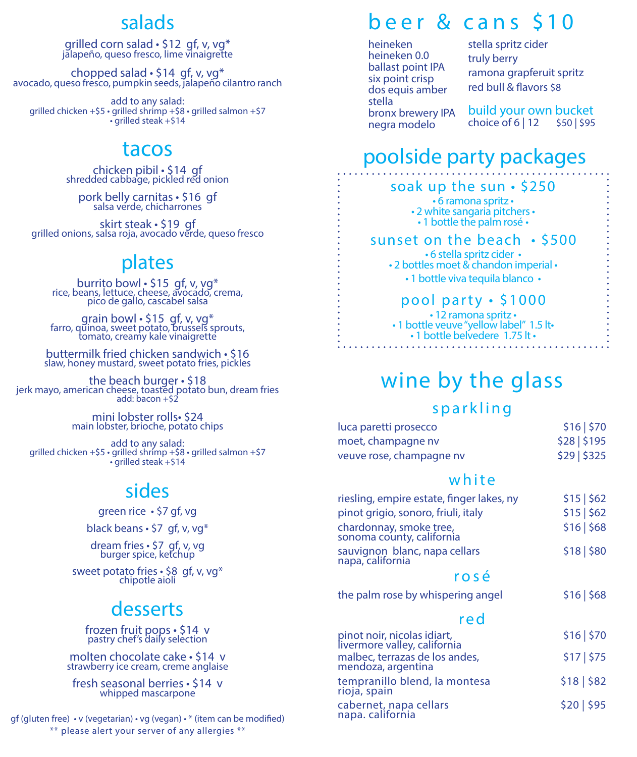## salads

grilled corn salad • $12 gf, v, vg*
jalapeño, queso fresco, lime vinaigrette

chopped salad • $14 gf, v, vg*
avocado, queso fresco, pumpkin seeds, jalapeño cilantro ranch

add to any salad:
grilled chicken +$5 • grilled shrimp +$8 • grilled salmon +$7 • grilled steak +$14

## tacos

chicken pibil • $14 gf
shredded cabbage, pickled red onion

pork belly carnitas • $16 gf
salsa verde, chicharrones

skirt steak • $19 gf
grilled onions, salsa roja, avocado verde, queso fresco

## plates

burrito bowl • $15 gf, v, vg*
rice, beans, lettuce, cheese, avocado, crema, pico de gallo, cascabel salsa

grain bowl • $15 gf, v, vg*
farro, quinoa, sweet potato, brussels sprouts, tomato, creamy kale vinaigrette

buttermilk fried chicken sandwich • $16
slaw, honey mustard, sweet potato fries, pickles

the beach burger • $18
jerk mayo, american cheese, toasted potato bun, dream fries
add: bacon +$2

mini lobster rolls• $24
main lobster, brioche, potato chips

add to any salad:
grilled chicken +$5 • grilled shrimp +$8 • grilled salmon +$7 • grilled steak +$14

## sides

green rice • $7 gf, vg

black beans • $7 gf, v, vg*

dream fries • $7 gf, v, vg
burger spice, ketchup

sweet potato fries • $8 gf, v, vg*
chipotle aioli

## desserts

frozen fruit pops • $14 v
pastry chef's daily selection

molten chocolate cake • $14 v
strawberry ice cream, creme anglaise

fresh seasonal berries • $14 v
whipped mascarpone

gf (gluten free) • v (vegetarian) • vg (vegan) • * (item can be modified)
** please alert your server of any allergies **

## beer & cans $10

heineken
heineken 0.0
ballast point IPA
six point crisp
dos equis amber
stella
bronx brewery IPA
negra modelo
stella spritz cider
truly berry
ramona grapferuit spritz
red bull & flavors $8

### build your own bucket

choice of 6 | 12 $50 | $95

## poolside party packages

### soak up the sun • $250

• 6 ramona spritz •
• 2 white sangaria pitchers •
• 1 bottle the palm rosé •

### sunset on the beach • $500

• 6 stella spritz cider •
• 2 bottles moet & chandon imperial •
• 1 bottle viva tequila blanco •

### pool party • $1000

• 12 ramona spritz •
• 1 bottle veuve "yellow label" 1.5 lt•
• 1 bottle belvedere 1.75 lt •

## wine by the glass

### sparkling

| | |
|---|---|
| luca paretti prosecco | $16 \| $70 |
| moet, champagne nv | $28 \| $195 |
| veuve rose, champagne nv | $29 \| $325 |

### white

| | |
|---|---|
| riesling, empire estate, finger lakes, ny | $15 \| $62 |
| pinot grigio, sonoro, friuli, italy | $15 \| $62 |
| chardonnay, smoke tree, sonoma county, california | $16 \| $68 |
| sauvignon blanc, napa cellars napa, california | $18 \| $80 |

### rosé

| | |
|---|---|
| the palm rose by whispering angel | $16 \| $68 |

### red

| | |
|---|---|
| pinot noir, nicolas idiart, livermore valley, california | $16 \| $70 |
| malbec, terrazas de los andes, mendoza, argentina | $17 \| $75 |
| tempranillo blend, la montesa rioja, spain | $18 \| $82 |
| cabernet, napa cellars napa. california | $20 \| $95 |